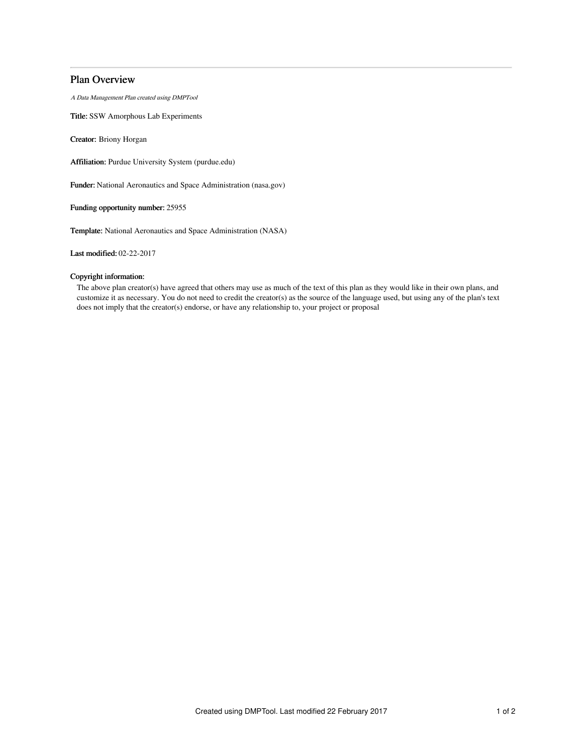# Plan Overview

*A Data Management Plan created using DMPTool*

**Title:** SSW Amorphous Lab Experiments

**Creator:** Briony Horgan

**Affiliation:** Purdue University System (purdue.edu)

**Funder:** National Aeronautics and Space Administration (nasa.gov)

**Funding opportunity number:** 25955

**Template:** National Aeronautics and Space Administration (NASA)

**Last modified:** 02-22-2017

**Copyright information:**

The above plan creator(s) have agreed that others may use as much of the text of this plan as they would like in their own plans, and customize it as necessary. You do not need to credit the creator(s) as the source of the language used, but using any of the plan's text does not imply that the creator(s) endorse, or have any relationship to, your project or proposal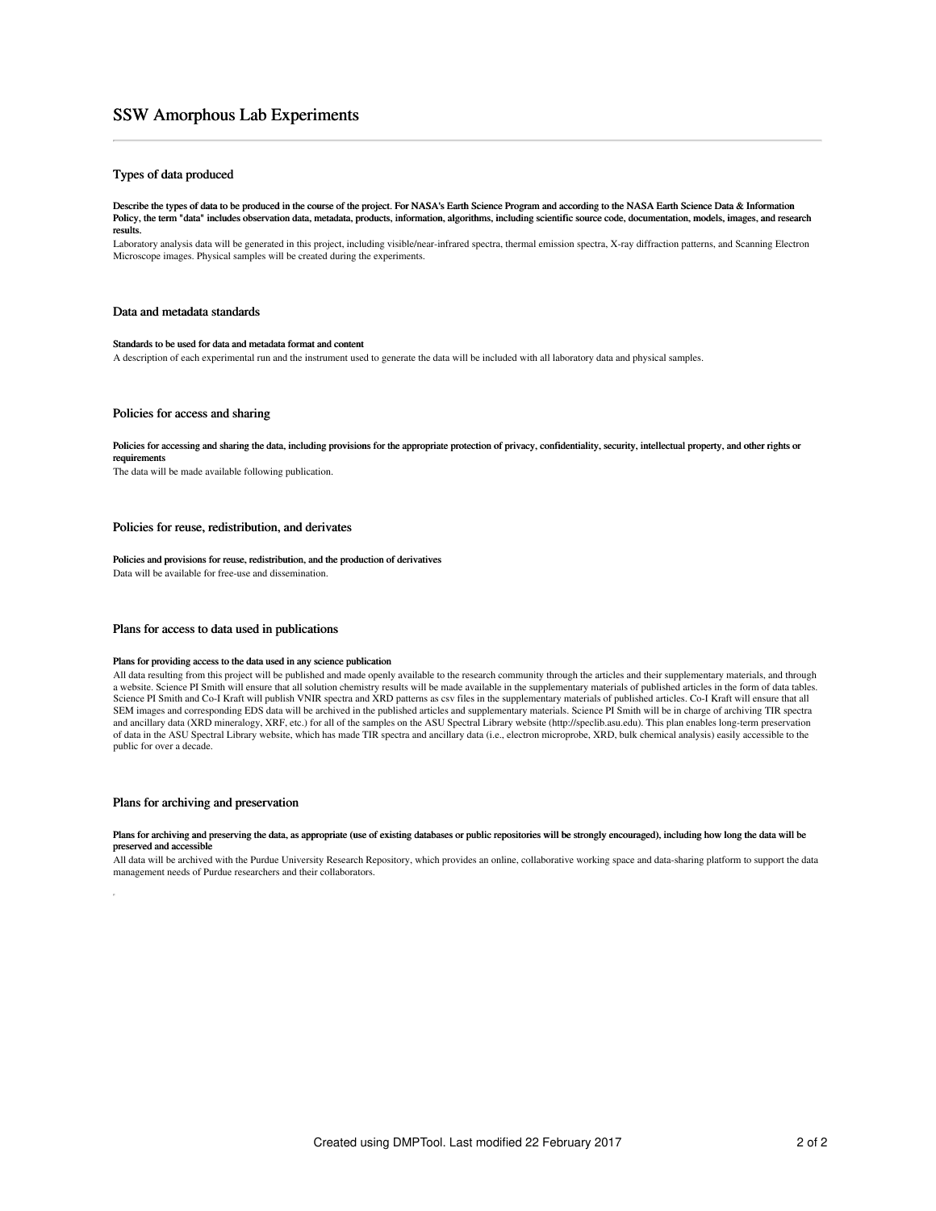# SSW Amorphous Lab Experiments

## Types of data produced

**Describe the types of data to be produced in the course of the project. For NASA's Earth Science Program and according to the NASA Earth Science Data & Information Policy, the term "data" includes observation data, metadata, products, information, algorithms, including scientific source code, documentation, models, images, and research results.**

Laboratory analysis data will be generated in this project, including visible/near-infrared spectra, thermal emission spectra, X-ray diffraction patterns, and Scanning Electron Microscope images. Physical samples will be created during the experiments.

## Data and metadata standards

**Standards to be used for data and metadata format and content**

A description of each experimental run and the instrument used to generate the data will be included with all laboratory data and physical samples.

## Policies for access and sharing

**Policies for accessing and sharing the data, including provisions for the appropriate protection of privacy, confidentiality, security, intellectual property, and other rights or requirements**

The data will be made available following publication.

## Policies for reuse, redistribution, and derivates

**Policies and provisions for reuse, redistribution, and the production of derivatives**

Data will be available for free-use and dissemination.

## Plans for access to data used in publications

**Plans for providing access to the data used in any science publication**

All data resulting from this project will be published and made openly available to the research community through the articles and their supplementary materials, and through a website. Science PI Smith will ensure that all solution chemistry results will be made available in the supplementary materials of published articles in the form of data tables. Science PI Smith and Co-I Kraft will publish VNIR spectra and XRD patterns as csv files in the supplementary materials of published articles. Co-I Kraft will ensure that all SEM images and corresponding EDS data will be archived in the published articles and supplementary materials. Science PI Smith will be in charge of archiving TIR spectra and ancillary data (XRD mineralogy, XRF, etc.) for all of the samples on the ASU Spectral Library website (http://speclib.asu.edu). This plan enables long-term preservation of data in the ASU Spectral Library website, which has made TIR spectra and ancillary data (i.e., electron microprobe, XRD, bulk chemical analysis) easily accessible to the public for over a decade.

## Plans for archiving and preservation

**Plans for archiving and preserving the data, as appropriate (use of existing databases or public repositories will be strongly encouraged), including how long the data will be preserved and accessible**

All data will be archived with the Purdue University Research Repository, which provides an online, collaborative working space and data-sharing platform to support the data management needs of Purdue researchers and their collaborators.